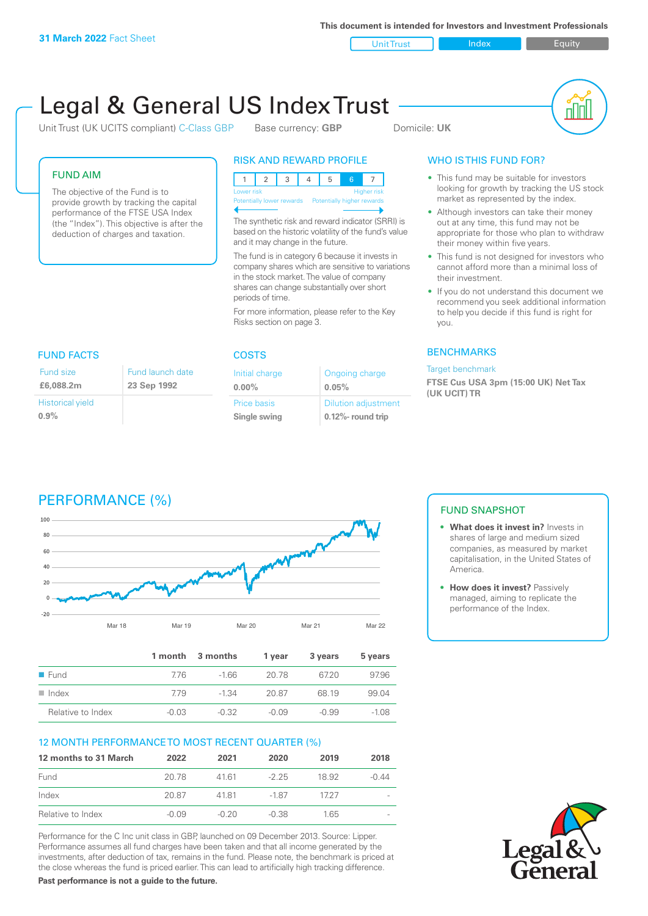31 March 2022 Fact Sheet

This document is intended for Investors and Investment Professionals

Unit Trust | Index | Equity

# Legal & General US Index Trust

Unit Trust (UK UCITS compliant) C-Class GBP    Base currency: **GBP**    Domicile: **UK**

## FUND AIM

The objective of the Fund is to provide growth by tracking the capital performance of the FTSE USA Index (the "Index"). This objective is after the deduction of charges and taxation.

## RISK AND REWARD PROFILE

| 1 | 2 | 3 | 4 | 5 | 6 | 7 |
|---|---|---|---|---|---|---|

Lower risk — Higher risk
Potentially lower rewards — Potentially higher rewards

The synthetic risk and reward indicator (SRRI) is based on the historic volatility of the fund's value and it may change in the future.

The fund is in category 6 because it invests in company shares which are sensitive to variations in the stock market. The value of company shares can change substantially over short periods of time.

For more information, please refer to the Key Risks section on page 3.

## WHO IS THIS FUND FOR?

- This fund may be suitable for investors looking for growth by tracking the US stock market as represented by the index.
- Although investors can take their money out at any time, this fund may not be appropriate for those who plan to withdraw their money within five years.
- This fund is not designed for investors who cannot afford more than a minimal loss of their investment.
- If you do not understand this document we recommend you seek additional information to help you decide if this fund is right for you.

## FUND FACTS

| Fund size | Fund launch date |
|---|---|
| **£6,088.2m** | **23 Sep 1992** |
| Historical yield | |
| **0.9%** | |

## COSTS

| Initial charge | Ongoing charge |
|---|---|
| **0.00%** | **0.05%** |
| Price basis | Dilution adjustment |
| **Single swing** | **0.12%- round trip** |

## BENCHMARKS

Target benchmark

**FTSE Cus USA 3pm (15:00 UK) Net Tax (UK UCIT) TR**

## PERFORMANCE (%)

|  | 1 month | 3 months | 1 year | 3 years | 5 years |
|---|---|---|---|---|---|
| Fund | 7.76 | -1.66 | 20.78 | 67.20 | 97.96 |
| Index | 7.79 | -1.34 | 20.87 | 68.19 | 99.04 |
| Relative to Index | -0.03 | -0.32 | -0.09 | -0.99 | -1.08 |

## 12 MONTH PERFORMANCE TO MOST RECENT QUARTER (%)

| 12 months to 31 March | 2022 | 2021 | 2020 | 2019 | 2018 |
|---|---|---|---|---|---|
| Fund | 20.78 | 41.61 | -2.25 | 18.92 | -0.44 |
| Index | 20.87 | 41.81 | -1.87 | 17.27 | - |
| Relative to Index | -0.09 | -0.20 | -0.38 | 1.65 | - |

Performance for the C Inc unit class in GBP, launched on 09 December 2013. Source: Lipper. Performance assumes all fund charges have been taken and that all income generated by the investments, after deduction of tax, remains in the fund. Please note, the benchmark is priced at the close whereas the fund is priced earlier. This can lead to artificially high tracking difference.

**Past performance is not a guide to the future.**

## FUND SNAPSHOT

- **What does it invest in?** Invests in shares of large and medium sized companies, as measured by market capitalisation, in the United States of America.
- **How does it invest?** Passively managed, aiming to replicate the performance of the Index.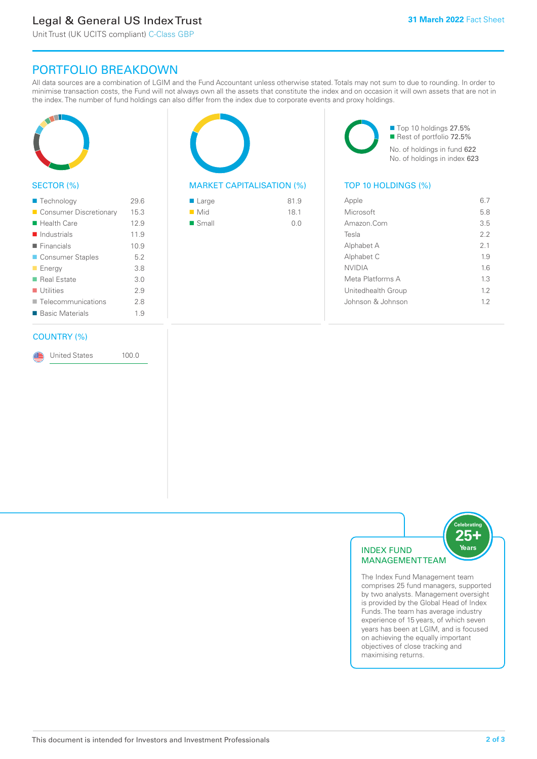# Legal & General US Index Trust

Unit Trust (UK UCITS compliant) C-Class GBP

31 March 2022 Fact Sheet

## PORTFOLIO BREAKDOWN

All data sources are a combination of LGIM and the Fund Accountant unless otherwise stated. Totals may not sum to due to rounding. In order to minimise transaction costs, the Fund will not always own all the assets that constitute the index and on occasion it will own assets that are not in the index. The number of fund holdings can also differ from the index due to corporate events and proxy holdings.

### SECTOR (%)

| Sector | % |
|---|---|
| Technology | 29.6 |
| Consumer Discretionary | 15.3 |
| Health Care | 12.9 |
| Industrials | 11.9 |
| Financials | 10.9 |
| Consumer Staples | 5.2 |
| Energy | 3.8 |
| Real Estate | 3.0 |
| Utilities | 2.9 |
| Telecommunications | 2.8 |
| Basic Materials | 1.9 |

### MARKET CAPITALISATION (%)

| Market Cap | % |
|---|---|
| Large | 81.9 |
| Mid | 18.1 |
| Small | 0.0 |

Top 10 holdings 27.5%
Rest of portfolio 72.5%

No. of holdings in fund 622
No. of holdings in index 623

### TOP 10 HOLDINGS (%)

| Holding | % |
|---|---|
| Apple | 6.7 |
| Microsoft | 5.8 |
| Amazon.Com | 3.5 |
| Tesla | 2.2 |
| Alphabet A | 2.1 |
| Alphabet C | 1.9 |
| NVIDIA | 1.6 |
| Meta Platforms A | 1.3 |
| Unitedhealth Group | 1.2 |
| Johnson & Johnson | 1.2 |

### COUNTRY (%)

| Country | % |
|---|---|
| United States | 100.0 |

### INDEX FUND MANAGEMENT TEAM

Celebrating 25+ Years

The Index Fund Management team comprises 25 fund managers, supported by two analysts. Management oversight is provided by the Global Head of Index Funds. The team has average industry experience of 15 years, of which seven years has been at LGIM, and is focused on achieving the equally important objectives of close tracking and maximising returns.

This document is intended for Investors and Investment Professionals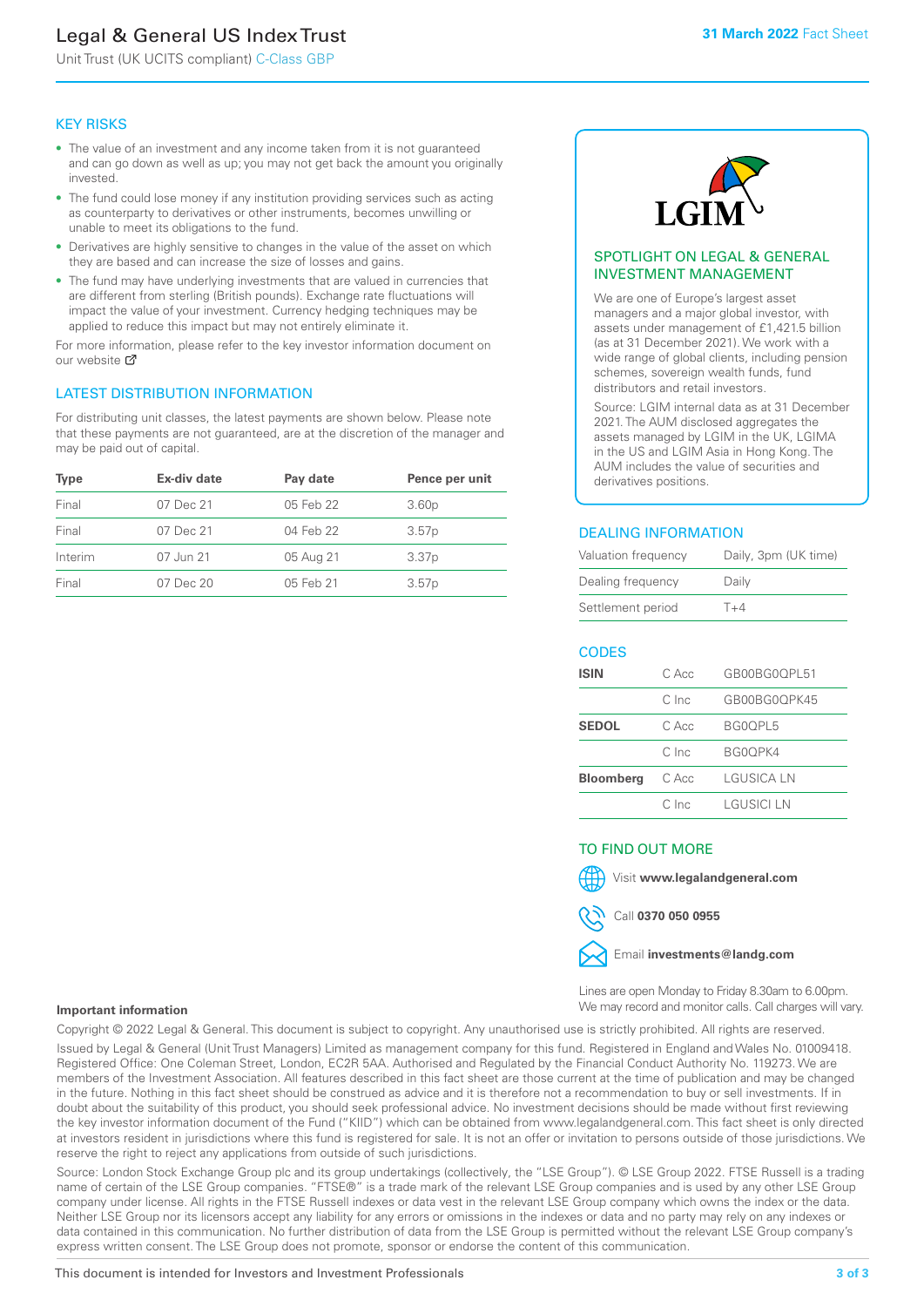# Legal & General US Index Trust

Unit Trust (UK UCITS compliant) C-Class GBP

31 March 2022 Fact Sheet

## KEY RISKS

- The value of an investment and any income taken from it is not guaranteed and can go down as well as up; you may not get back the amount you originally invested.
- The fund could lose money if any institution providing services such as acting as counterparty to derivatives or other instruments, becomes unwilling or unable to meet its obligations to the fund.
- Derivatives are highly sensitive to changes in the value of the asset on which they are based and can increase the size of losses and gains.
- The fund may have underlying investments that are valued in currencies that are different from sterling (British pounds). Exchange rate fluctuations will impact the value of your investment. Currency hedging techniques may be applied to reduce this impact but may not entirely eliminate it.

For more information, please refer to the key investor information document on our website

## LATEST DISTRIBUTION INFORMATION

For distributing unit classes, the latest payments are shown below. Please note that these payments are not guaranteed, are at the discretion of the manager and may be paid out of capital.

| Type | Ex-div date | Pay date | Pence per unit |
|---|---|---|---|
| Final | 07 Dec 21 | 05 Feb 22 | 3.60p |
| Final | 07 Dec 21 | 04 Feb 22 | 3.57p |
| Interim | 07 Jun 21 | 05 Aug 21 | 3.37p |
| Final | 07 Dec 20 | 05 Feb 21 | 3.57p |

LGIM

## SPOTLIGHT ON LEGAL & GENERAL INVESTMENT MANAGEMENT

We are one of Europe's largest asset managers and a major global investor, with assets under management of £1,421.5 billion (as at 31 December 2021). We work with a wide range of global clients, including pension schemes, sovereign wealth funds, fund distributors and retail investors.

Source: LGIM internal data as at 31 December 2021. The AUM disclosed aggregates the assets managed by LGIM in the UK, LGIMA in the US and LGIM Asia in Hong Kong. The AUM includes the value of securities and derivatives positions.

## DEALING INFORMATION

| | |
|---|---|
| Valuation frequency | Daily, 3pm (UK time) |
| Dealing frequency | Daily |
| Settlement period | T+4 |

## CODES

| | | |
|---|---|---|
| **ISIN** | C Acc | GB00BG0QPL51 |
| | C Inc | GB00BG0QPK45 |
| **SEDOL** | C Acc | BG0QPL5 |
| | C Inc | BG0QPK4 |
| **Bloomberg** | C Acc | LGUSICA LN |
| | C Inc | LGUSICI LN |

## TO FIND OUT MORE

Visit **www.legalandgeneral.com**

Call **0370 050 0955**

Email **investments@landg.com**

Lines are open Monday to Friday 8.30am to 6.00pm. We may record and monitor calls. Call charges will vary.

**Important information**

Copyright © 2022 Legal & General. This document is subject to copyright. Any unauthorised use is strictly prohibited. All rights are reserved.

Issued by Legal & General (Unit Trust Managers) Limited as management company for this fund. Registered in England and Wales No. 01009418. Registered Office: One Coleman Street, London, EC2R 5AA. Authorised and Regulated by the Financial Conduct Authority No. 119273. We are members of the Investment Association. All features described in this fact sheet are those current at the time of publication and may be changed in the future. Nothing in this fact sheet should be construed as advice and it is therefore not a recommendation to buy or sell investments. If in doubt about the suitability of this product, you should seek professional advice. No investment decisions should be made without first reviewing the key investor information document of the Fund ("KIID") which can be obtained from www.legalandgeneral.com. This fact sheet is only directed at investors resident in jurisdictions where this fund is registered for sale. It is not an offer or invitation to persons outside of those jurisdictions. We reserve the right to reject any applications from outside of such jurisdictions.

Source: London Stock Exchange Group plc and its group undertakings (collectively, the "LSE Group"). © LSE Group 2022. FTSE Russell is a trading name of certain of the LSE Group companies. "FTSE®" is a trade mark of the relevant LSE Group companies and is used by any other LSE Group company under license. All rights in the FTSE Russell indexes or data vest in the relevant LSE Group company which owns the index or the data. Neither LSE Group nor its licensors accept any liability for any errors or omissions in the indexes or data and no party may rely on any indexes or data contained in this communication. No further distribution of data from the LSE Group is permitted without the relevant LSE Group company's express written consent. The LSE Group does not promote, sponsor or endorse the content of this communication.

This document is intended for Investors and Investment Professionals